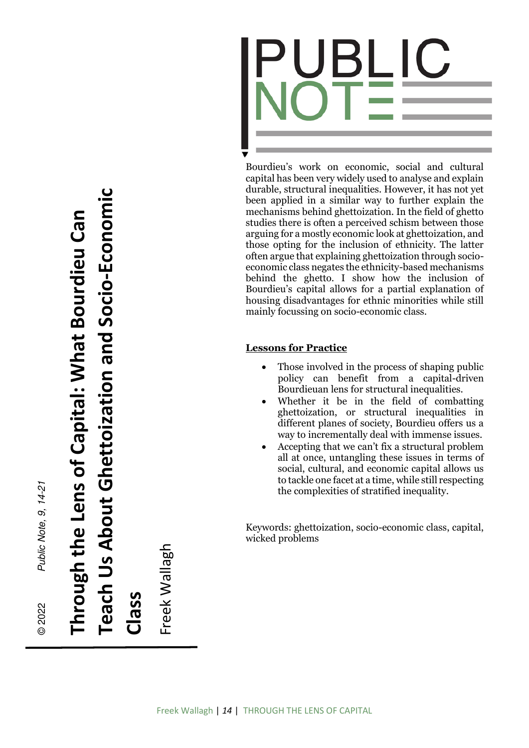# Through the Lens of Capital: What Bourdieu Can Teach Us About Ghettoization and Socio-Economic Class

Freek Wallagh

© 2022 *Public Note, 9, 14-21*

PUBLIC NOTE

Bourdieu's work on economic, social and cultural capital has been very widely used to analyse and explain durable, structural inequalities. However, it has not yet been applied in a similar way to further explain the mechanisms behind ghettoization. In the field of ghetto studies there is often a perceived schism between those arguing for a mostly economic look at ghettoization, and those opting for the inclusion of ethnicity. The latter often argue that explaining ghettoization through socio-economic class negates the ethnicity-based mechanisms behind the ghetto. I show how the inclusion of Bourdieu's capital allows for a partial explanation of housing disadvantages for ethnic minorities while still mainly focussing on socio-economic class.

## Lessons for Practice

- Those involved in the process of shaping public policy can benefit from a capital-driven Bourdieuan lens for structural inequalities.
- Whether it be in the field of combatting ghettoization, or structural inequalities in different planes of society, Bourdieu offers us a way to incrementally deal with immense issues.
- Accepting that we can't fix a structural problem all at once, untangling these issues in terms of social, cultural, and economic capital allows us to tackle one facet at a time, while still respecting the complexities of stratified inequality.

Keywords: ghettoization, socio-economic class, capital, wicked problems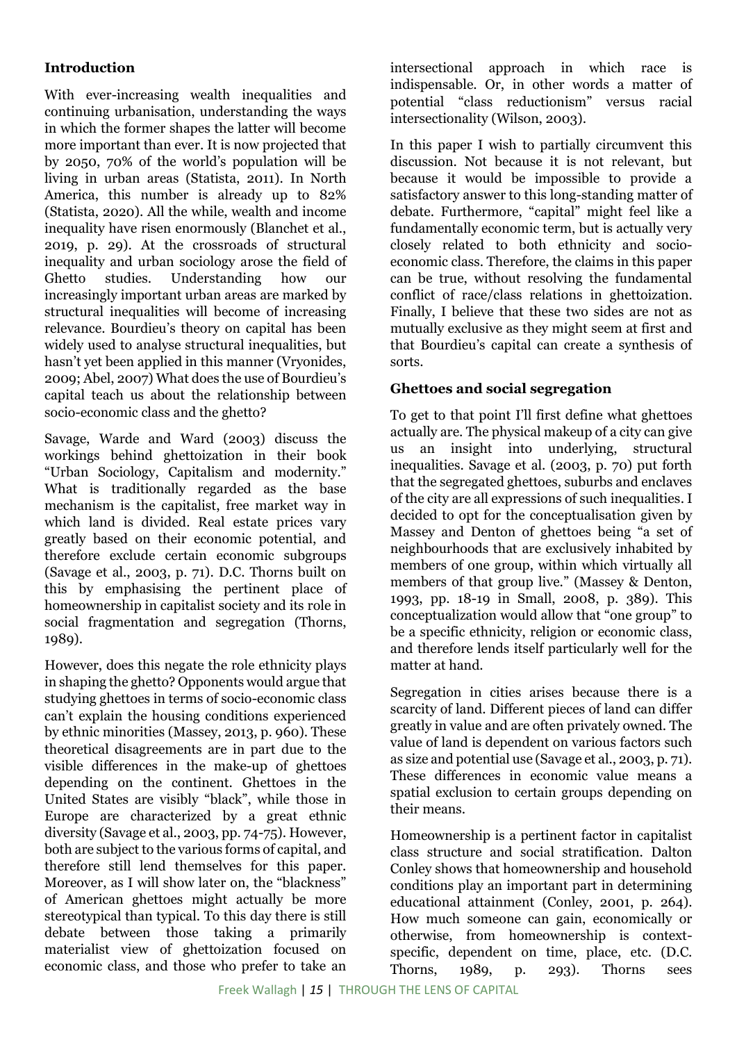## Introduction

With ever-increasing wealth inequalities and continuing urbanisation, understanding the ways in which the former shapes the latter will become more important than ever. It is now projected that by 2050, 70% of the world's population will be living in urban areas (Statista, 2011). In North America, this number is already up to 82% (Statista, 2020). All the while, wealth and income inequality have risen enormously (Blanchet et al., 2019, p. 29). At the crossroads of structural inequality and urban sociology arose the field of Ghetto studies. Understanding how our increasingly important urban areas are marked by structural inequalities will become of increasing relevance. Bourdieu's theory on capital has been widely used to analyse structural inequalities, but hasn't yet been applied in this manner (Vryonides, 2009; Abel, 2007) What does the use of Bourdieu's capital teach us about the relationship between socio-economic class and the ghetto?

Savage, Warde and Ward (2003) discuss the workings behind ghettoization in their book "Urban Sociology, Capitalism and modernity." What is traditionally regarded as the base mechanism is the capitalist, free market way in which land is divided. Real estate prices vary greatly based on their economic potential, and therefore exclude certain economic subgroups (Savage et al., 2003, p. 71). D.C. Thorns built on this by emphasising the pertinent place of homeownership in capitalist society and its role in social fragmentation and segregation (Thorns, 1989).

However, does this negate the role ethnicity plays in shaping the ghetto? Opponents would argue that studying ghettoes in terms of socio-economic class can't explain the housing conditions experienced by ethnic minorities (Massey, 2013, p. 960). These theoretical disagreements are in part due to the visible differences in the make-up of ghettoes depending on the continent. Ghettoes in the United States are visibly "black", while those in Europe are characterized by a great ethnic diversity (Savage et al., 2003, pp. 74-75). However, both are subject to the various forms of capital, and therefore still lend themselves for this paper. Moreover, as I will show later on, the "blackness" of American ghettoes might actually be more stereotypical than typical. To this day there is still debate between those taking a primarily materialist view of ghettoization focused on economic class, and those who prefer to take an intersectional approach in which race is indispensable. Or, in other words a matter of potential "class reductionism" versus racial intersectionality (Wilson, 2003).

In this paper I wish to partially circumvent this discussion. Not because it is not relevant, but because it would be impossible to provide a satisfactory answer to this long-standing matter of debate. Furthermore, "capital" might feel like a fundamentally economic term, but is actually very closely related to both ethnicity and socio-economic class. Therefore, the claims in this paper can be true, without resolving the fundamental conflict of race/class relations in ghettoization. Finally, I believe that these two sides are not as mutually exclusive as they might seem at first and that Bourdieu's capital can create a synthesis of sorts.

## Ghettoes and social segregation

To get to that point I'll first define what ghettoes actually are. The physical makeup of a city can give us an insight into underlying, structural inequalities. Savage et al. (2003, p. 70) put forth that the segregated ghettoes, suburbs and enclaves of the city are all expressions of such inequalities. I decided to opt for the conceptualisation given by Massey and Denton of ghettoes being "a set of neighbourhoods that are exclusively inhabited by members of one group, within which virtually all members of that group live." (Massey & Denton, 1993, pp. 18-19 in Small, 2008, p. 389). This conceptualization would allow that "one group" to be a specific ethnicity, religion or economic class, and therefore lends itself particularly well for the matter at hand.

Segregation in cities arises because there is a scarcity of land. Different pieces of land can differ greatly in value and are often privately owned. The value of land is dependent on various factors such as size and potential use (Savage et al., 2003, p. 71). These differences in economic value means a spatial exclusion to certain groups depending on their means.

Homeownership is a pertinent factor in capitalist class structure and social stratification. Dalton Conley shows that homeownership and household conditions play an important part in determining educational attainment (Conley, 2001, p. 264). How much someone can gain, economically or otherwise, from homeownership is context-specific, dependent on time, place, etc. (D.C. Thorns, 1989, p. 293). Thorns sees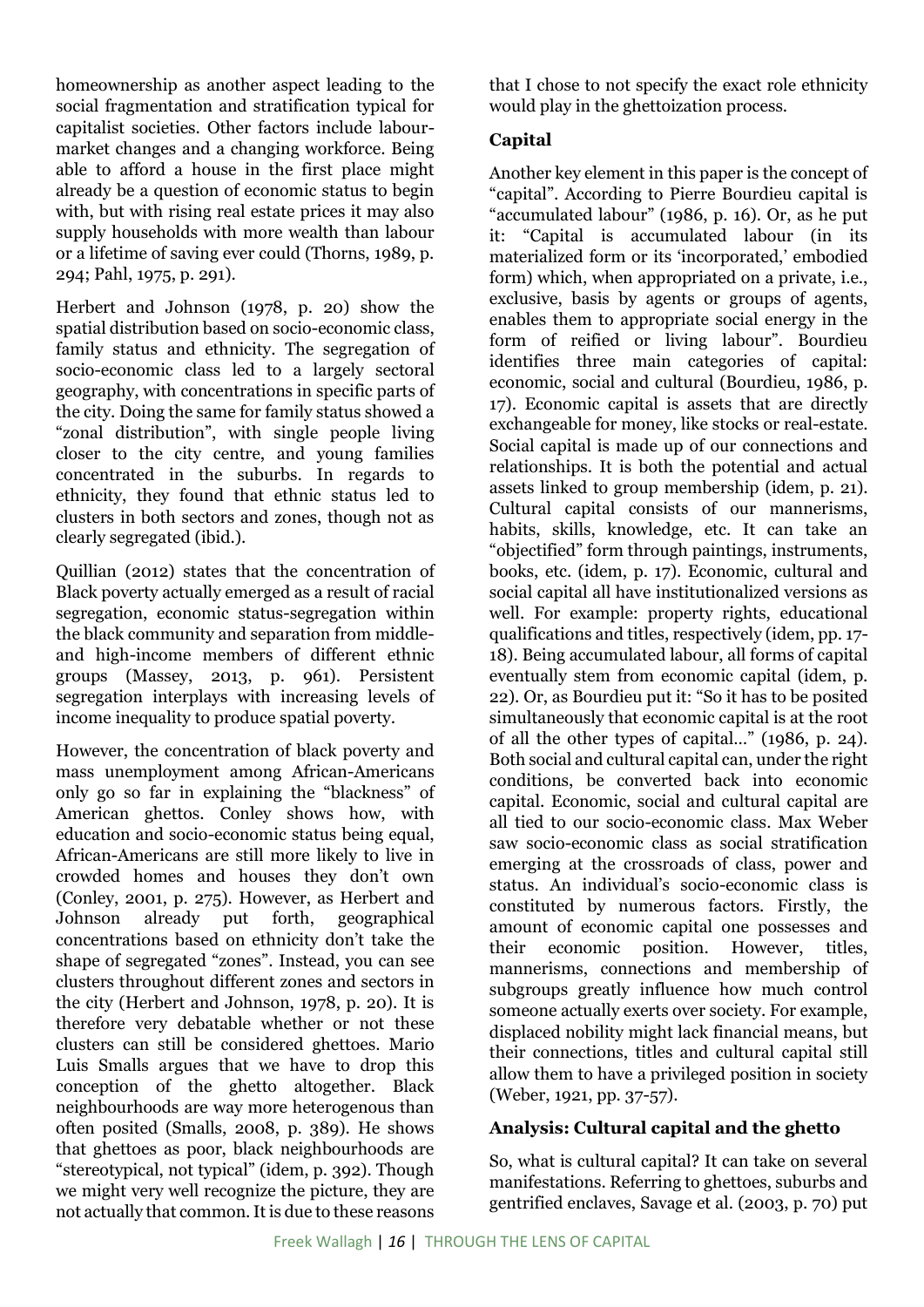homeownership as another aspect leading to the social fragmentation and stratification typical for capitalist societies. Other factors include labour-market changes and a changing workforce. Being able to afford a house in the first place might already be a question of economic status to begin with, but with rising real estate prices it may also supply households with more wealth than labour or a lifetime of saving ever could (Thorns, 1989, p. 294; Pahl, 1975, p. 291).

Herbert and Johnson (1978, p. 20) show the spatial distribution based on socio-economic class, family status and ethnicity. The segregation of socio-economic class led to a largely sectoral geography, with concentrations in specific parts of the city. Doing the same for family status showed a "zonal distribution", with single people living closer to the city centre, and young families concentrated in the suburbs. In regards to ethnicity, they found that ethnic status led to clusters in both sectors and zones, though not as clearly segregated (ibid.).

Quillian (2012) states that the concentration of Black poverty actually emerged as a result of racial segregation, economic status-segregation within the black community and separation from middle- and high-income members of different ethnic groups (Massey, 2013, p. 961). Persistent segregation interplays with increasing levels of income inequality to produce spatial poverty.

However, the concentration of black poverty and mass unemployment among African-Americans only go so far in explaining the "blackness" of American ghettos. Conley shows how, with education and socio-economic status being equal, African-Americans are still more likely to live in crowded homes and houses they don't own (Conley, 2001, p. 275). However, as Herbert and Johnson already put forth, geographical concentrations based on ethnicity don't take the shape of segregated "zones". Instead, you can see clusters throughout different zones and sectors in the city (Herbert and Johnson, 1978, p. 20). It is therefore very debatable whether or not these clusters can still be considered ghettoes. Mario Luis Smalls argues that we have to drop this conception of the ghetto altogether. Black neighbourhoods are way more heterogenous than often posited (Smalls, 2008, p. 389). He shows that ghettoes as poor, black neighbourhoods are "stereotypical, not typical" (idem, p. 392). Though we might very well recognize the picture, they are not actually that common. It is due to these reasons that I chose to not specify the exact role ethnicity would play in the ghettoization process.

### Capital

Another key element in this paper is the concept of "capital". According to Pierre Bourdieu capital is "accumulated labour" (1986, p. 16). Or, as he put it: "Capital is accumulated labour (in its materialized form or its 'incorporated,' embodied form) which, when appropriated on a private, i.e., exclusive, basis by agents or groups of agents, enables them to appropriate social energy in the form of reified or living labour". Bourdieu identifies three main categories of capital: economic, social and cultural (Bourdieu, 1986, p. 17). Economic capital is assets that are directly exchangeable for money, like stocks or real-estate. Social capital is made up of our connections and relationships. It is both the potential and actual assets linked to group membership (idem, p. 21). Cultural capital consists of our mannerisms, habits, skills, knowledge, etc. It can take an "objectified" form through paintings, instruments, books, etc. (idem, p. 17). Economic, cultural and social capital all have institutionalized versions as well. For example: property rights, educational qualifications and titles, respectively (idem, pp. 17-18). Being accumulated labour, all forms of capital eventually stem from economic capital (idem, p. 22). Or, as Bourdieu put it: "So it has to be posited simultaneously that economic capital is at the root of all the other types of capital…" (1986, p. 24). Both social and cultural capital can, under the right conditions, be converted back into economic capital. Economic, social and cultural capital are all tied to our socio-economic class. Max Weber saw socio-economic class as social stratification emerging at the crossroads of class, power and status. An individual's socio-economic class is constituted by numerous factors. Firstly, the amount of economic capital one possesses and their economic position. However, titles, mannerisms, connections and membership of subgroups greatly influence how much control someone actually exerts over society. For example, displaced nobility might lack financial means, but their connections, titles and cultural capital still allow them to have a privileged position in society (Weber, 1921, pp. 37-57).

### Analysis: Cultural capital and the ghetto

So, what is cultural capital? It can take on several manifestations. Referring to ghettoes, suburbs and gentrified enclaves, Savage et al. (2003, p. 70) put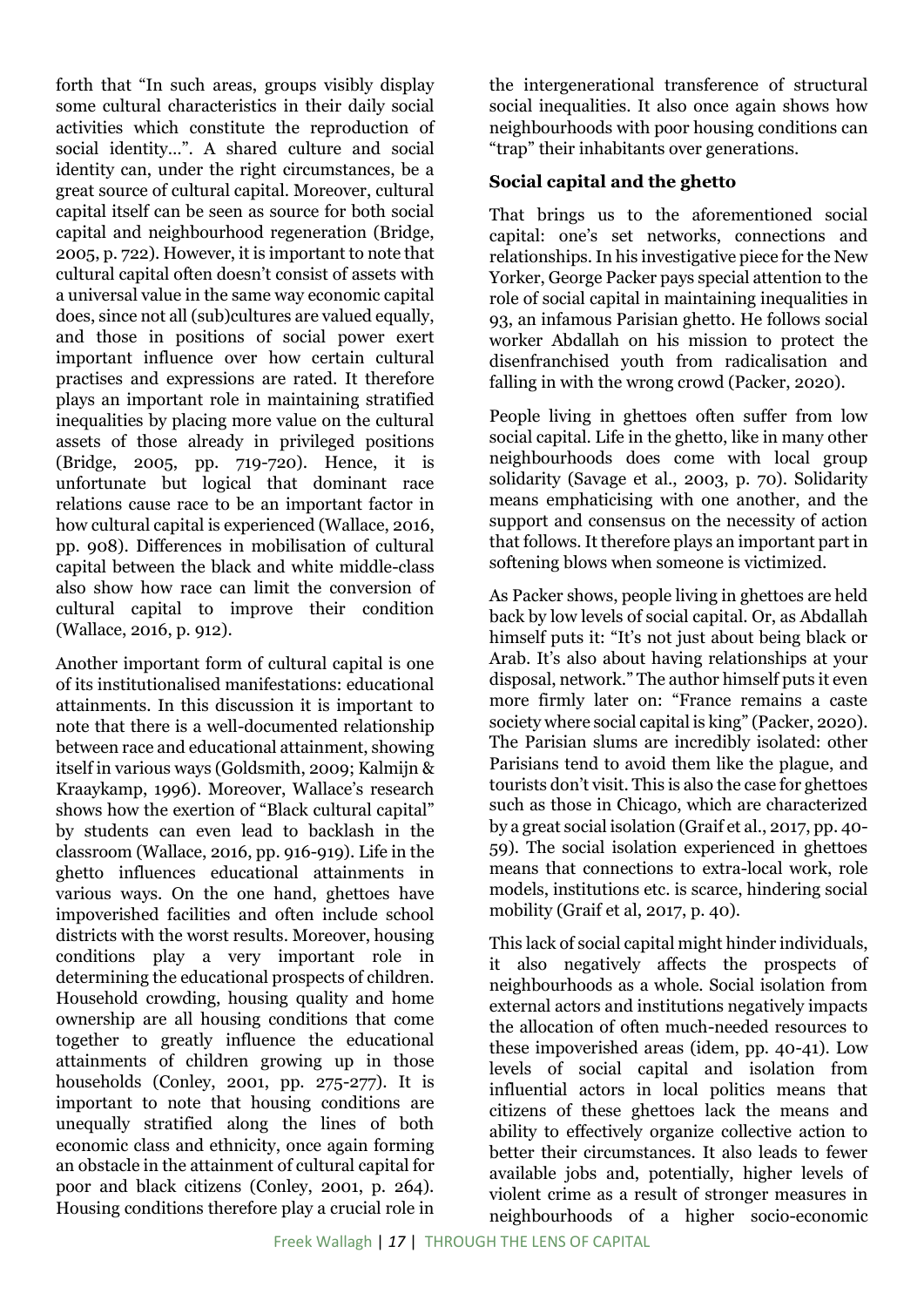forth that "In such areas, groups visibly display some cultural characteristics in their daily social activities which constitute the reproduction of social identity...". A shared culture and social identity can, under the right circumstances, be a great source of cultural capital. Moreover, cultural capital itself can be seen as source for both social capital and neighbourhood regeneration (Bridge, 2005, p. 722). However, it is important to note that cultural capital often doesn't consist of assets with a universal value in the same way economic capital does, since not all (sub)cultures are valued equally, and those in positions of social power exert important influence over how certain cultural practises and expressions are rated. It therefore plays an important role in maintaining stratified inequalities by placing more value on the cultural assets of those already in privileged positions (Bridge, 2005, pp. 719-720). Hence, it is unfortunate but logical that dominant race relations cause race to be an important factor in how cultural capital is experienced (Wallace, 2016, pp. 908). Differences in mobilisation of cultural capital between the black and white middle-class also show how race can limit the conversion of cultural capital to improve their condition (Wallace, 2016, p. 912).

Another important form of cultural capital is one of its institutionalised manifestations: educational attainments. In this discussion it is important to note that there is a well-documented relationship between race and educational attainment, showing itself in various ways (Goldsmith, 2009; Kalmijn & Kraaykamp, 1996). Moreover, Wallace's research shows how the exertion of "Black cultural capital" by students can even lead to backlash in the classroom (Wallace, 2016, pp. 916-919). Life in the ghetto influences educational attainments in various ways. On the one hand, ghettoes have impoverished facilities and often include school districts with the worst results. Moreover, housing conditions play a very important role in determining the educational prospects of children. Household crowding, housing quality and home ownership are all housing conditions that come together to greatly influence the educational attainments of children growing up in those households (Conley, 2001, pp. 275-277). It is important to note that housing conditions are unequally stratified along the lines of both economic class and ethnicity, once again forming an obstacle in the attainment of cultural capital for poor and black citizens (Conley, 2001, p. 264). Housing conditions therefore play a crucial role in the intergenerational transference of structural social inequalities. It also once again shows how neighbourhoods with poor housing conditions can "trap" their inhabitants over generations.

### Social capital and the ghetto

That brings us to the aforementioned social capital: one's set networks, connections and relationships. In his investigative piece for the New Yorker, George Packer pays special attention to the role of social capital in maintaining inequalities in 93, an infamous Parisian ghetto. He follows social worker Abdallah on his mission to protect the disenfranchised youth from radicalisation and falling in with the wrong crowd (Packer, 2020).

People living in ghettoes often suffer from low social capital. Life in the ghetto, like in many other neighbourhoods does come with local group solidarity (Savage et al., 2003, p. 70). Solidarity means emphaticising with one another, and the support and consensus on the necessity of action that follows. It therefore plays an important part in softening blows when someone is victimized.

As Packer shows, people living in ghettoes are held back by low levels of social capital. Or, as Abdallah himself puts it: "It's not just about being black or Arab. It's also about having relationships at your disposal, network." The author himself puts it even more firmly later on: "France remains a caste society where social capital is king" (Packer, 2020). The Parisian slums are incredibly isolated: other Parisians tend to avoid them like the plague, and tourists don't visit. This is also the case for ghettoes such as those in Chicago, which are characterized by a great social isolation (Graif et al., 2017, pp. 40-59). The social isolation experienced in ghettoes means that connections to extra-local work, role models, institutions etc. is scarce, hindering social mobility (Graif et al, 2017, p. 40).

This lack of social capital might hinder individuals, it also negatively affects the prospects of neighbourhoods as a whole. Social isolation from external actors and institutions negatively impacts the allocation of often much-needed resources to these impoverished areas (idem, pp. 40-41). Low levels of social capital and isolation from influential actors in local politics means that citizens of these ghettoes lack the means and ability to effectively organize collective action to better their circumstances. It also leads to fewer available jobs and, potentially, higher levels of violent crime as a result of stronger measures in neighbourhoods of a higher socio-economic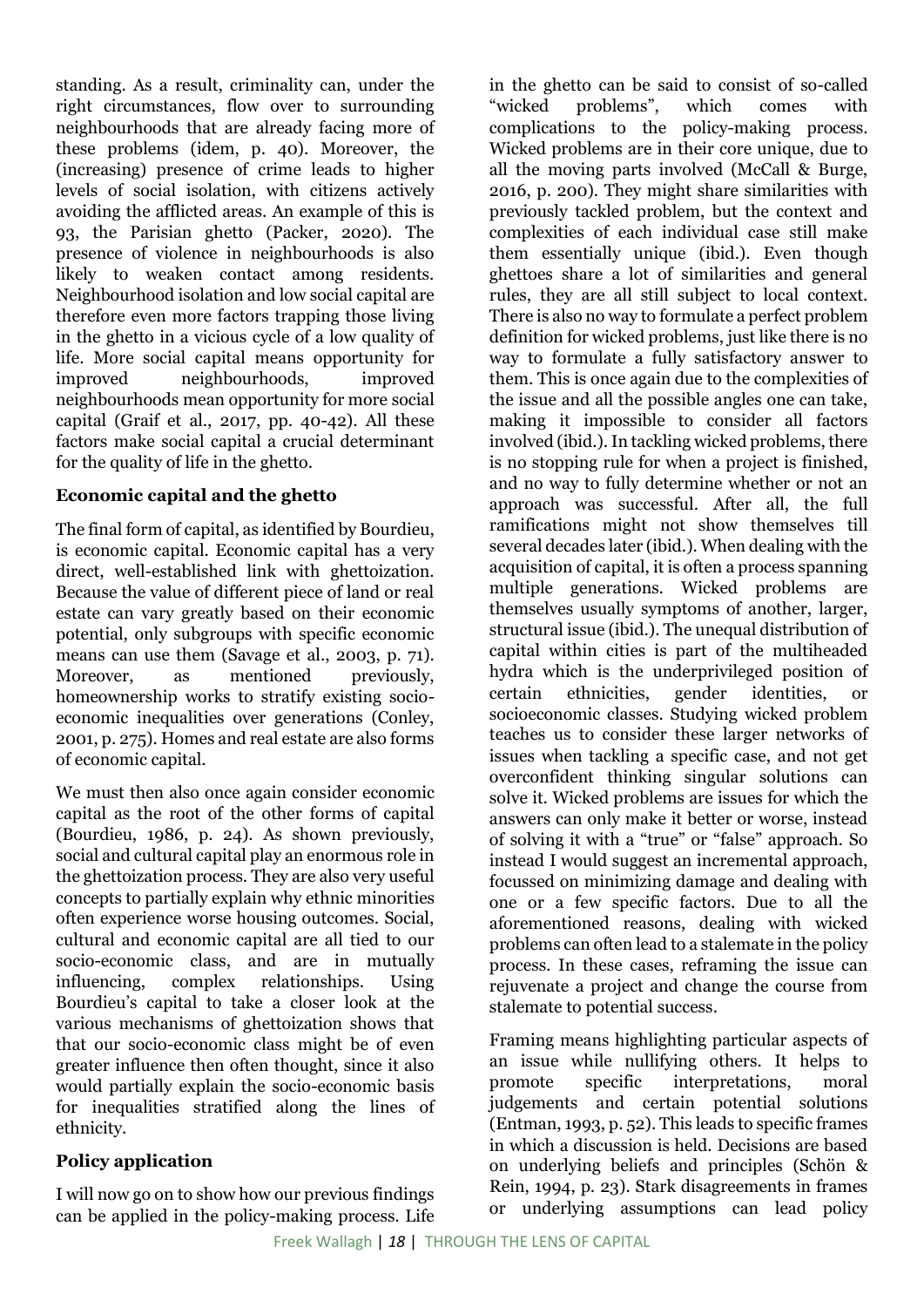standing. As a result, criminality can, under the right circumstances, flow over to surrounding neighbourhoods that are already facing more of these problems (idem, p. 40). Moreover, the (increasing) presence of crime leads to higher levels of social isolation, with citizens actively avoiding the afflicted areas. An example of this is 93, the Parisian ghetto (Packer, 2020). The presence of violence in neighbourhoods is also likely to weaken contact among residents. Neighbourhood isolation and low social capital are therefore even more factors trapping those living in the ghetto in a vicious cycle of a low quality of life. More social capital means opportunity for improved neighbourhoods, improved neighbourhoods mean opportunity for more social capital (Graif et al., 2017, pp. 40-42). All these factors make social capital a crucial determinant for the quality of life in the ghetto.

**Economic capital and the ghetto**

The final form of capital, as identified by Bourdieu, is economic capital. Economic capital has a very direct, well-established link with ghettoization. Because the value of different piece of land or real estate can vary greatly based on their economic potential, only subgroups with specific economic means can use them (Savage et al., 2003, p. 71). Moreover, as mentioned previously, homeownership works to stratify existing socio-economic inequalities over generations (Conley, 2001, p. 275). Homes and real estate are also forms of economic capital.

We must then also once again consider economic capital as the root of the other forms of capital (Bourdieu, 1986, p. 24). As shown previously, social and cultural capital play an enormous role in the ghettoization process. They are also very useful concepts to partially explain why ethnic minorities often experience worse housing outcomes. Social, cultural and economic capital are all tied to our socio-economic class, and are in mutually influencing, complex relationships. Using Bourdieu's capital to take a closer look at the various mechanisms of ghettoization shows that that our socio-economic class might be of even greater influence then often thought, since it also would partially explain the socio-economic basis for inequalities stratified along the lines of ethnicity.

**Policy application**

I will now go on to show how our previous findings can be applied in the policy-making process. Life in the ghetto can be said to consist of so-called "wicked problems", which comes with complications to the policy-making process. Wicked problems are in their core unique, due to all the moving parts involved (McCall & Burge, 2016, p. 200). They might share similarities with previously tackled problem, but the context and complexities of each individual case still make them essentially unique (ibid.). Even though ghettoes share a lot of similarities and general rules, they are all still subject to local context. There is also no way to formulate a perfect problem definition for wicked problems, just like there is no way to formulate a fully satisfactory answer to them. This is once again due to the complexities of the issue and all the possible angles one can take, making it impossible to consider all factors involved (ibid.). In tackling wicked problems, there is no stopping rule for when a project is finished, and no way to fully determine whether or not an approach was successful. After all, the full ramifications might not show themselves till several decades later (ibid.). When dealing with the acquisition of capital, it is often a process spanning multiple generations. Wicked problems are themselves usually symptoms of another, larger, structural issue (ibid.). The unequal distribution of capital within cities is part of the multiheaded hydra which is the underprivileged position of certain ethnicities, gender identities, or socioeconomic classes. Studying wicked problem teaches us to consider these larger networks of issues when tackling a specific case, and not get overconfident thinking singular solutions can solve it. Wicked problems are issues for which the answers can only make it better or worse, instead of solving it with a "true" or "false" approach. So instead I would suggest an incremental approach, focussed on minimizing damage and dealing with one or a few specific factors. Due to all the aforementioned reasons, dealing with wicked problems can often lead to a stalemate in the policy process. In these cases, reframing the issue can rejuvenate a project and change the course from stalemate to potential success.

Framing means highlighting particular aspects of an issue while nullifying others. It helps to promote specific interpretations, moral judgements and certain potential solutions (Entman, 1993, p. 52). This leads to specific frames in which a discussion is held. Decisions are based on underlying beliefs and principles (Schön & Rein, 1994, p. 23). Stark disagreements in frames or underlying assumptions can lead policy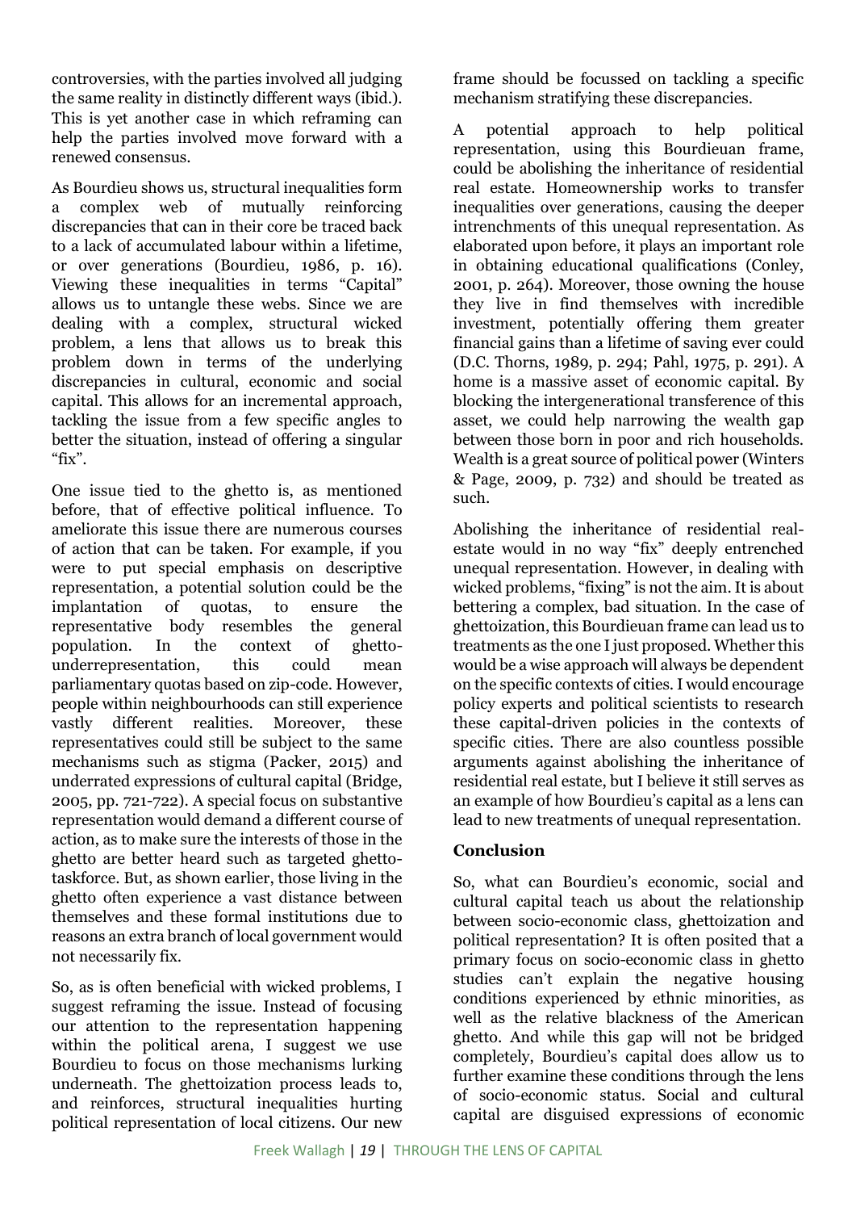controversies, with the parties involved all judging the same reality in distinctly different ways (ibid.). This is yet another case in which reframing can help the parties involved move forward with a renewed consensus.

As Bourdieu shows us, structural inequalities form a complex web of mutually reinforcing discrepancies that can in their core be traced back to a lack of accumulated labour within a lifetime, or over generations (Bourdieu, 1986, p. 16). Viewing these inequalities in terms "Capital" allows us to untangle these webs. Since we are dealing with a complex, structural wicked problem, a lens that allows us to break this problem down in terms of the underlying discrepancies in cultural, economic and social capital. This allows for an incremental approach, tackling the issue from a few specific angles to better the situation, instead of offering a singular "fix".

One issue tied to the ghetto is, as mentioned before, that of effective political influence. To ameliorate this issue there are numerous courses of action that can be taken. For example, if you were to put special emphasis on descriptive representation, a potential solution could be the implantation of quotas, to ensure the representative body resembles the general population. In the context of ghetto-underrepresentation, this could mean parliamentary quotas based on zip-code. However, people within neighbourhoods can still experience vastly different realities. Moreover, these representatives could still be subject to the same mechanisms such as stigma (Packer, 2015) and underrated expressions of cultural capital (Bridge, 2005, pp. 721-722). A special focus on substantive representation would demand a different course of action, as to make sure the interests of those in the ghetto are better heard such as targeted ghetto-taskforce. But, as shown earlier, those living in the ghetto often experience a vast distance between themselves and these formal institutions due to reasons an extra branch of local government would not necessarily fix.

So, as is often beneficial with wicked problems, I suggest reframing the issue. Instead of focusing our attention to the representation happening within the political arena, I suggest we use Bourdieu to focus on those mechanisms lurking underneath. The ghettoization process leads to, and reinforces, structural inequalities hurting political representation of local citizens. Our new frame should be focussed on tackling a specific mechanism stratifying these discrepancies.

A potential approach to help political representation, using this Bourdieuan frame, could be abolishing the inheritance of residential real estate. Homeownership works to transfer inequalities over generations, causing the deeper intrenchments of this unequal representation. As elaborated upon before, it plays an important role in obtaining educational qualifications (Conley, 2001, p. 264). Moreover, those owning the house they live in find themselves with incredible investment, potentially offering them greater financial gains than a lifetime of saving ever could (D.C. Thorns, 1989, p. 294; Pahl, 1975, p. 291). A home is a massive asset of economic capital. By blocking the intergenerational transference of this asset, we could help narrowing the wealth gap between those born in poor and rich households. Wealth is a great source of political power (Winters & Page, 2009, p. 732) and should be treated as such.

Abolishing the inheritance of residential real-estate would in no way "fix" deeply entrenched unequal representation. However, in dealing with wicked problems, "fixing" is not the aim. It is about bettering a complex, bad situation. In the case of ghettoization, this Bourdieuan frame can lead us to treatments as the one I just proposed. Whether this would be a wise approach will always be dependent on the specific contexts of cities. I would encourage policy experts and political scientists to research these capital-driven policies in the contexts of specific cities. There are also countless possible arguments against abolishing the inheritance of residential real estate, but I believe it still serves as an example of how Bourdieu's capital as a lens can lead to new treatments of unequal representation.

## Conclusion

So, what can Bourdieu's economic, social and cultural capital teach us about the relationship between socio-economic class, ghettoization and political representation? It is often posited that a primary focus on socio-economic class in ghetto studies can't explain the negative housing conditions experienced by ethnic minorities, as well as the relative blackness of the American ghetto. And while this gap will not be bridged completely, Bourdieu's capital does allow us to further examine these conditions through the lens of socio-economic status. Social and cultural capital are disguised expressions of economic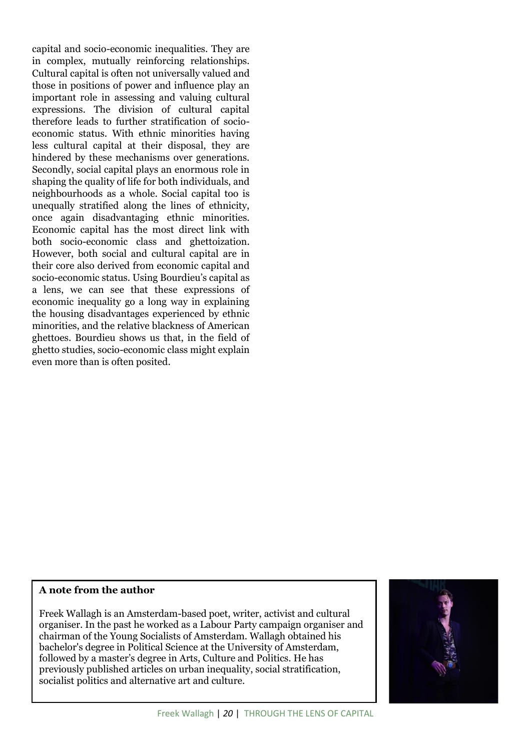capital and socio-economic inequalities. They are in complex, mutually reinforcing relationships. Cultural capital is often not universally valued and those in positions of power and influence play an important role in assessing and valuing cultural expressions. The division of cultural capital therefore leads to further stratification of socio-economic status. With ethnic minorities having less cultural capital at their disposal, they are hindered by these mechanisms over generations. Secondly, social capital plays an enormous role in shaping the quality of life for both individuals, and neighbourhoods as a whole. Social capital too is unequally stratified along the lines of ethnicity, once again disadvantaging ethnic minorities. Economic capital has the most direct link with both socio-economic class and ghettoization. However, both social and cultural capital are in their core also derived from economic capital and socio-economic status. Using Bourdieu's capital as a lens, we can see that these expressions of economic inequality go a long way in explaining the housing disadvantages experienced by ethnic minorities, and the relative blackness of American ghettoes. Bourdieu shows us that, in the field of ghetto studies, socio-economic class might explain even more than is often posited.

**A note from the author**

Freek Wallagh is an Amsterdam-based poet, writer, activist and cultural organiser. In the past he worked as a Labour Party campaign organiser and chairman of the Young Socialists of Amsterdam. Wallagh obtained his bachelor's degree in Political Science at the University of Amsterdam, followed by a master's degree in Arts, Culture and Politics. He has previously published articles on urban inequality, social stratification, socialist politics and alternative art and culture.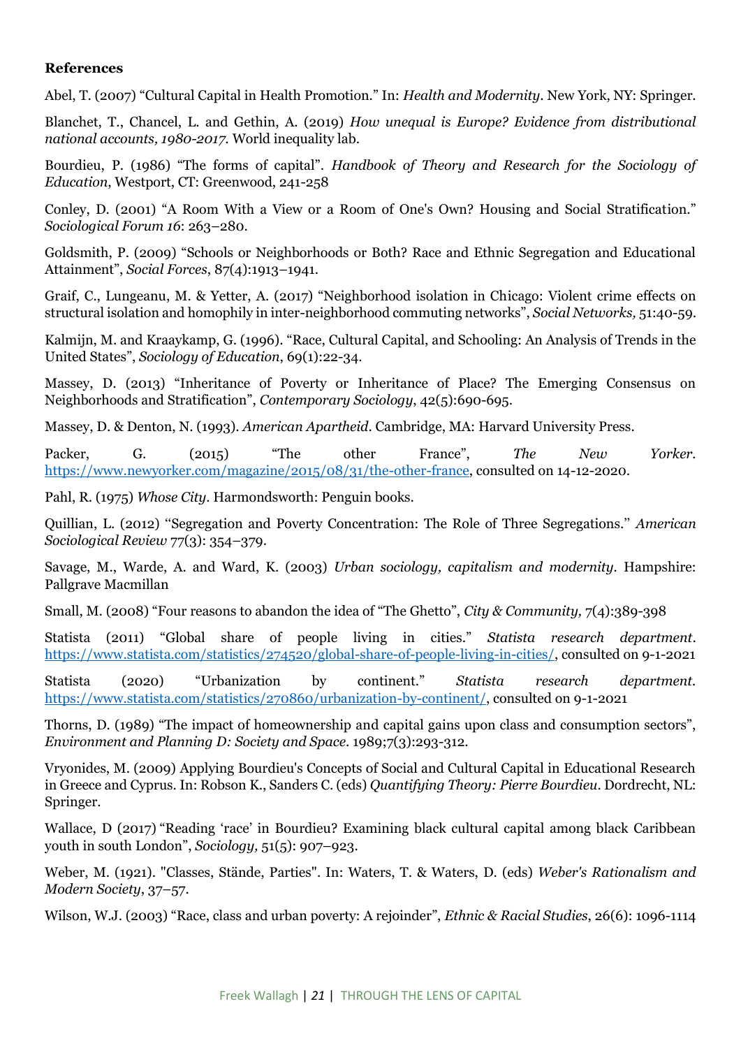**References**

Abel, T. (2007) “Cultural Capital in Health Promotion.” In: *Health and Modernity*. New York, NY: Springer.

Blanchet, T., Chancel, L. and Gethin, A. (2019) *How unequal is Europe? Evidence from distributional national accounts, 1980-2017.* World inequality lab.

Bourdieu, P. (1986) “The forms of capital”. *Handbook of Theory and Research for the Sociology of Education*, Westport, CT: Greenwood, 241-258

Conley, D. (2001) “A Room With a View or a Room of One's Own? Housing and Social Stratification.” *Sociological Forum 16*: 263–280.

Goldsmith, P. (2009) “Schools or Neighborhoods or Both? Race and Ethnic Segregation and Educational Attainment”, *Social Forces*, 87(4):1913–1941.

Graif, C., Lungeanu, M. & Yetter, A. (2017) “Neighborhood isolation in Chicago: Violent crime effects on structural isolation and homophily in inter-neighborhood commuting networks”, *Social Networks,* 51:40-59.

Kalmijn, M. and Kraaykamp, G. (1996). “Race, Cultural Capital, and Schooling: An Analysis of Trends in the United States”, *Sociology of Education*, 69(1):22-34.

Massey, D. (2013) “Inheritance of Poverty or Inheritance of Place? The Emerging Consensus on Neighborhoods and Stratification”, *Contemporary Sociology*, 42(5):690-695.

Massey, D. & Denton, N. (1993). *American Apartheid*. Cambridge, MA: Harvard University Press.

Packer, G. (2015) “The other France”, *The New Yorker*. https://www.newyorker.com/magazine/2015/08/31/the-other-france, consulted on 14-12-2020.

Pahl, R. (1975) *Whose City*. Harmondsworth: Penguin books.

Quillian, L. (2012) “Segregation and Poverty Concentration: The Role of Three Segregations.” *American Sociological Review* 77(3): 354–379.

Savage, M., Warde, A. and Ward, K. (2003) *Urban sociology, capitalism and modernity*. Hampshire: Pallgrave Macmillan

Small, M. (2008) “Four reasons to abandon the idea of “The Ghetto”, *City & Community,* 7(4):389-398

Statista (2011) “Global share of people living in cities.” *Statista research department*. https://www.statista.com/statistics/274520/global-share-of-people-living-in-cities/, consulted on 9-1-2021

Statista (2020) “Urbanization by continent.” *Statista research department*. https://www.statista.com/statistics/270860/urbanization-by-continent/, consulted on 9-1-2021

Thorns, D. (1989) “The impact of homeownership and capital gains upon class and consumption sectors”, *Environment and Planning D: Society and Space*. 1989;7(3):293-312.

Vryonides, M. (2009) Applying Bourdieu's Concepts of Social and Cultural Capital in Educational Research in Greece and Cyprus. In: Robson K., Sanders C. (eds) *Quantifying Theory: Pierre Bourdieu*. Dordrecht, NL: Springer.

Wallace, D (2017) “Reading ‘race’ in Bourdieu? Examining black cultural capital among black Caribbean youth in south London”, *Sociology,* 51(5): 907–923.

Weber, M. (1921). "Classes, Stände, Parties". In: Waters, T. & Waters, D. (eds) *Weber's Rationalism and Modern Society*, 37–57.

Wilson, W.J. (2003) “Race, class and urban poverty: A rejoinder”, *Ethnic & Racial Studies*, 26(6): 1096-1114